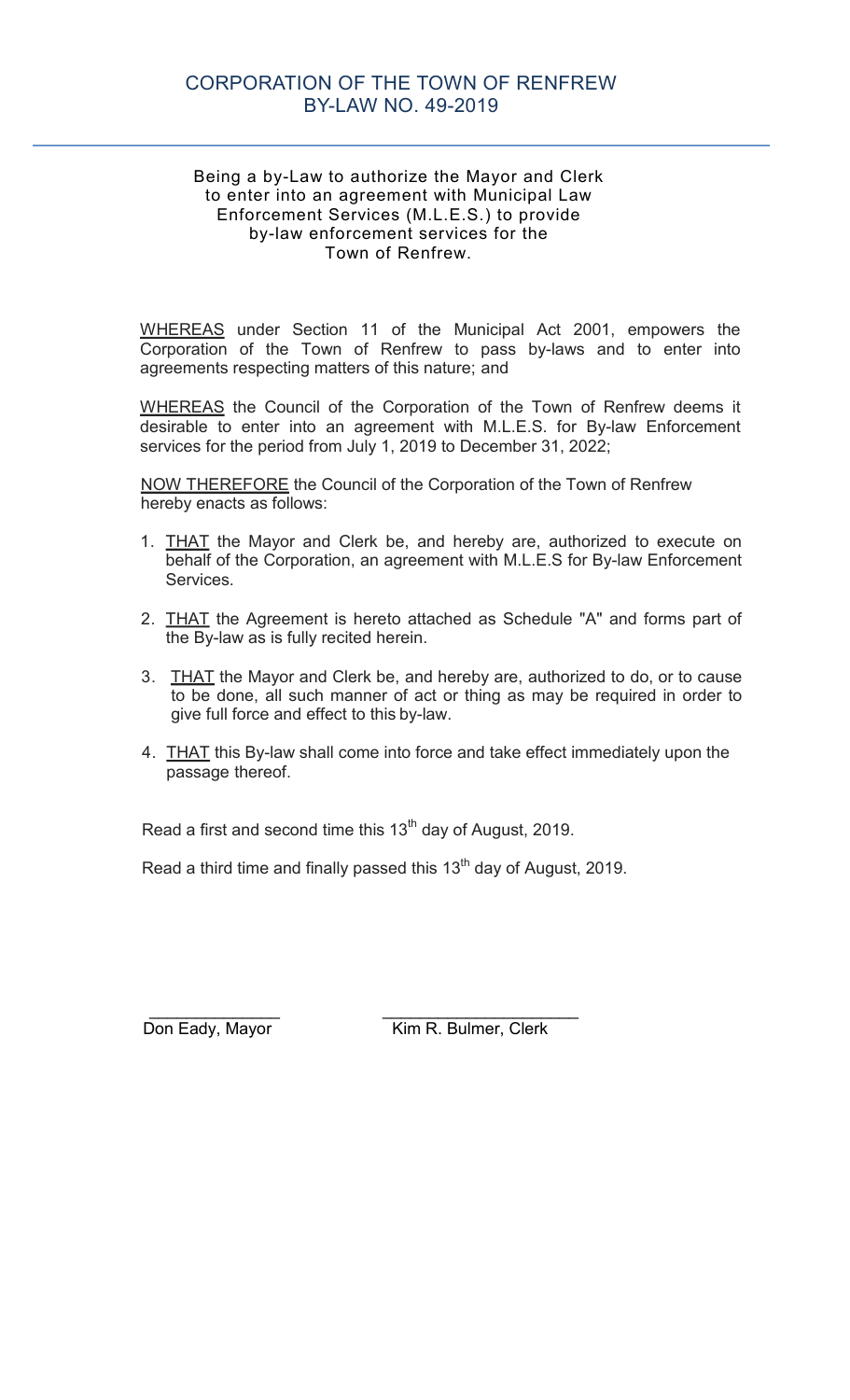# CORPORATION OF THE TOWN OF RENFREW
## BY-LAW NO. 49-2019

Being a by-Law to authorize the Mayor and Clerk to enter into an agreement with Municipal Law Enforcement Services (M.L.E.S.) to provide by-law enforcement services for the Town of Renfrew.

WHEREAS under Section 11 of the Municipal Act 2001, empowers the Corporation of the Town of Renfrew to pass by-laws and to enter into agreements respecting matters of this nature; and

WHEREAS the Council of the Corporation of the Town of Renfrew deems it desirable to enter into an agreement with M.L.E.S. for By-law Enforcement services for the period from July 1, 2019 to December 31, 2022;

NOW THEREFORE the Council of the Corporation of the Town of Renfrew hereby enacts as follows:

1. THAT the Mayor and Clerk be, and hereby are, authorized to execute on behalf of the Corporation, an agreement with M.L.E.S for By-law Enforcement Services.
2. THAT the Agreement is hereto attached as Schedule "A" and forms part of the By-law as is fully recited herein.
3. THAT the Mayor and Clerk be, and hereby are, authorized to do, or to cause to be done, all such manner of act or thing as may be required in order to give full force and effect to this by-law.
4. THAT this By-law shall come into force and take effect immediately upon the passage thereof.

Read a first and second time this 13th day of August, 2019.

Read a third time and finally passed this 13th day of August, 2019.

\_\_\_\_\_\_\_\_\_\_\_\_\_\_\_\_
Don Eady, Mayor

\_\_\_\_\_\_\_\_\_\_\_\_\_\_\_\_\_\_\_\_\_\_
Kim R. Bulmer, Clerk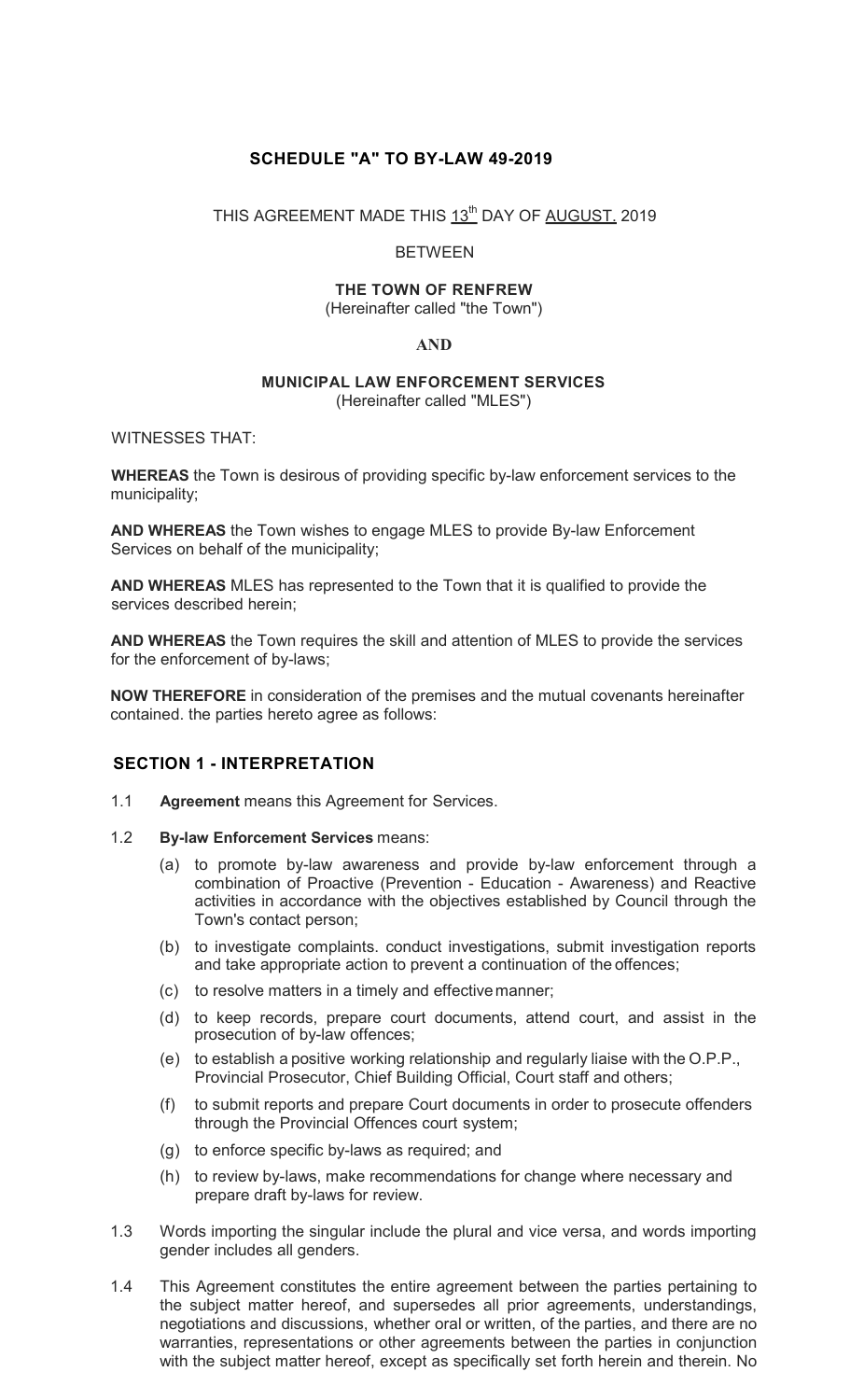## SCHEDULE "A" TO BY-LAW 49-2019

THIS AGREEMENT MADE THIS 13th DAY OF AUGUST, 2019

BETWEEN

**THE TOWN OF RENFREW**
(Hereinafter called "the Town")

**AND**

**MUNICIPAL LAW ENFORCEMENT SERVICES**
(Hereinafter called "MLES")

WITNESSES THAT:

**WHEREAS** the Town is desirous of providing specific by-law enforcement services to the municipality;

**AND WHEREAS** the Town wishes to engage MLES to provide By-law Enforcement Services on behalf of the municipality;

**AND WHEREAS** MLES has represented to the Town that it is qualified to provide the services described herein;

**AND WHEREAS** the Town requires the skill and attention of MLES to provide the services for the enforcement of by-laws;

**NOW THEREFORE** in consideration of the premises and the mutual covenants hereinafter contained. the parties hereto agree as follows:

### SECTION 1 - INTERPRETATION

1.1 **Agreement** means this Agreement for Services.

1.2 **By-law Enforcement Services** means:

   (a) to promote by-law awareness and provide by-law enforcement through a combination of Proactive (Prevention - Education - Awareness) and Reactive activities in accordance with the objectives established by Council through the Town's contact person;

   (b) to investigate complaints. conduct investigations, submit investigation reports and take appropriate action to prevent a continuation of the offences;

   (c) to resolve matters in a timely and effective manner;

   (d) to keep records, prepare court documents, attend court, and assist in the prosecution of by-law offences;

   (e) to establish a positive working relationship and regularly liaise with the O.P.P., Provincial Prosecutor, Chief Building Official, Court staff and others;

   (f) to submit reports and prepare Court documents in order to prosecute offenders through the Provincial Offences court system;

   (g) to enforce specific by-laws as required; and

   (h) to review by-laws, make recommendations for change where necessary and prepare draft by-laws for review.

1.3 Words importing the singular include the plural and vice versa, and words importing gender includes all genders.

1.4 This Agreement constitutes the entire agreement between the parties pertaining to the subject matter hereof, and supersedes all prior agreements, understandings, negotiations and discussions, whether oral or written, of the parties, and there are no warranties, representations or other agreements between the parties in conjunction with the subject matter hereof, except as specifically set forth herein and therein. No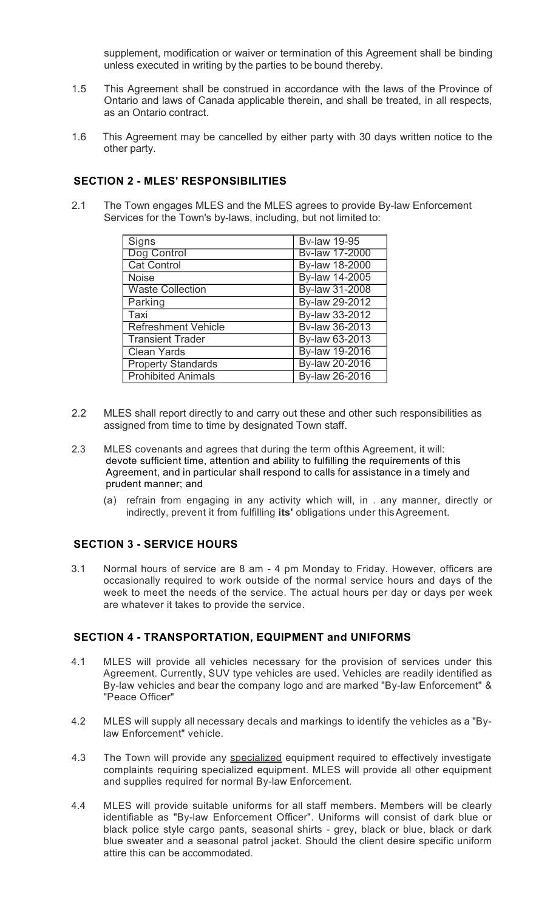supplement, modification or waiver or termination of this Agreement shall be binding unless executed in writing by the parties to be bound thereby.

1.5 This Agreement shall be construed in accordance with the laws of the Province of Ontario and laws of Canada applicable therein, and shall be treated, in all respects, as an Ontario contract.

1.6 This Agreement may be cancelled by either party with 30 days written notice to the other party.

## SECTION 2 - MLES' RESPONSIBILITIES

2.1 The Town engages MLES and the MLES agrees to provide By-law Enforcement Services for the Town's by-laws, including, but not limited to:

| Signs | Bv-law 19-95 |
|---|---|
| Dog Control | Bv-law 17-2000 |
| Cat Control | By-law 18-2000 |
| Noise | By-law 14-2005 |
| Waste Collection | By-law 31-2008 |
| Parking | By-law 29-2012 |
| Taxi | By-law 33-2012 |
| Refreshment Vehicle | Bv-law 36-2013 |
| Transient Trader | By-law 63-2013 |
| Clean Yards | By-law 19-2016 |
| Property Standards | By-law 20-2016 |
| Prohibited Animals | By-law 26-2016 |

2.2 MLES shall report directly to and carry out these and other such responsibilities as assigned from time to time by designated Town staff.

2.3 MLES covenants and agrees that during the term ofthis Agreement, it will: devote sufficient time, attention and ability to fulfilling the requirements of this Agreement, and in particular shall respond to calls for assistance in a timely and prudent manner; and

(a) refrain from engaging in any activity which will, in . any manner, directly or indirectly, prevent it from fulfilling **its'** obligations under this Agreement.

## SECTION 3 - SERVICE HOURS

3.1 Normal hours of service are 8 am - 4 pm Monday to Friday. However, officers are occasionally required to work outside of the normal service hours and days of the week to meet the needs of the service. The actual hours per day or days per week are whatever it takes to provide the service.

## SECTION 4 - TRANSPORTATION, EQUIPMENT and UNIFORMS

4.1 MLES will provide all vehicles necessary for the provision of services under this Agreement. Currently, SUV type vehicles are used. Vehicles are readily identified as By-law vehicles and bear the company logo and are marked "By-law Enforcement" & "Peace Officer"

4.2 MLES will supply all necessary decals and markings to identify the vehicles as a "By-law Enforcement" vehicle.

4.3 The Town will provide any <u>specialized</u> equipment required to effectively investigate complaints requiring specialized equipment. MLES will provide all other equipment and supplies required for normal By-law Enforcement.

4.4 MLES will provide suitable uniforms for all staff members. Members will be clearly identifiable as "By-law Enforcement Officer". Uniforms will consist of dark blue or black police style cargo pants, seasonal shirts - grey, black or blue, black or dark blue sweater and a seasonal patrol jacket. Should the client desire specific uniform attire this can be accommodated.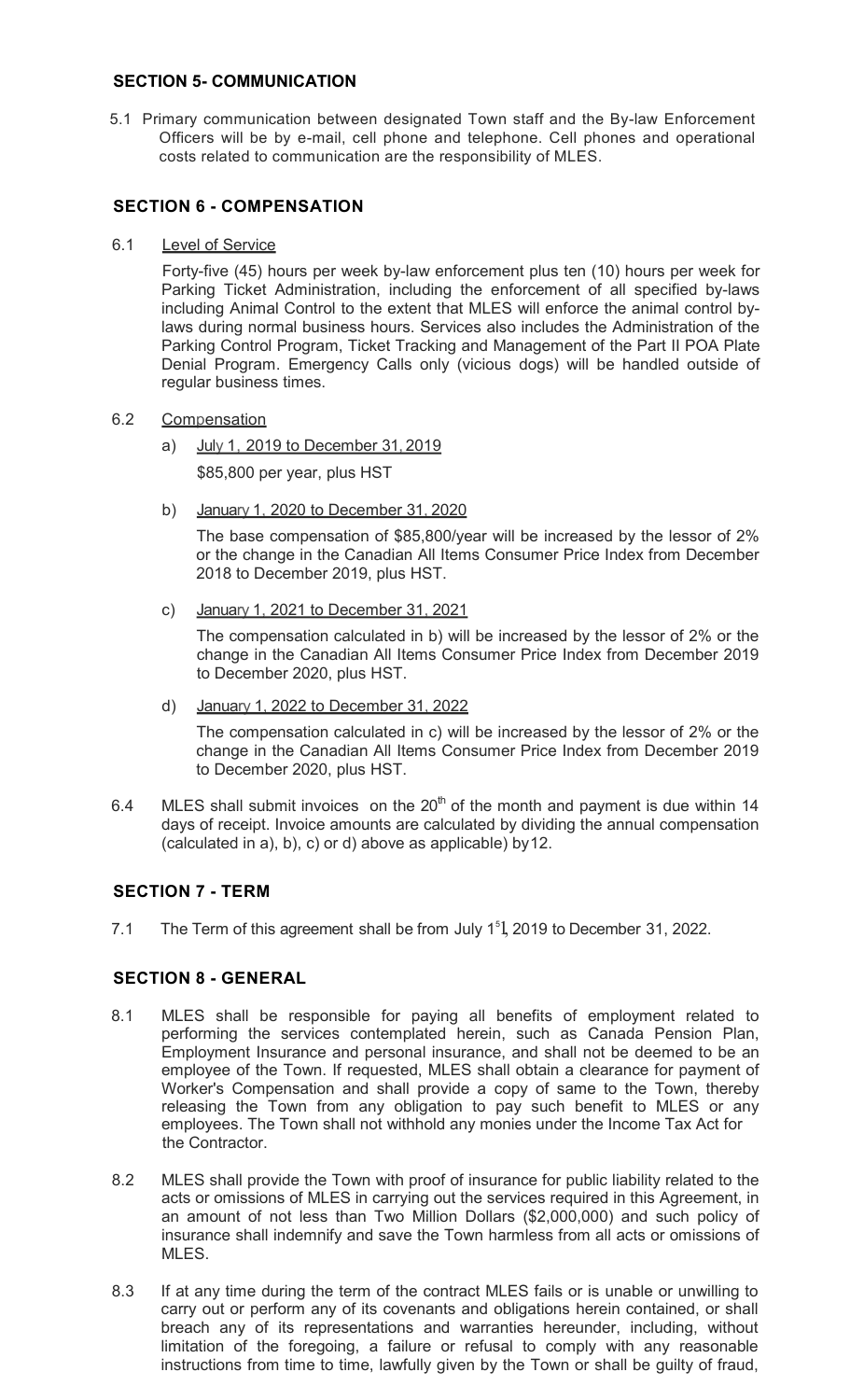## SECTION 5- COMMUNICATION

5.1 Primary communication between designated Town staff and the By-law Enforcement Officers will be by e-mail, cell phone and telephone. Cell phones and operational costs related to communication are the responsibility of MLES.

## SECTION 6 - COMPENSATION

6.1 Level of Service

Forty-five (45) hours per week by-law enforcement plus ten (10) hours per week for Parking Ticket Administration, including the enforcement of all specified by-laws including Animal Control to the extent that MLES will enforce the animal control by-laws during normal business hours. Services also includes the Administration of the Parking Control Program, Ticket Tracking and Management of the Part II POA Plate Denial Program. Emergency Calls only (vicious dogs) will be handled outside of regular business times.

6.2 Compensation

a) July 1, 2019 to December 31, 2019

$85,800 per year, plus HST

b) January 1, 2020 to December 31, 2020

The base compensation of $85,800/year will be increased by the lessor of 2% or the change in the Canadian All Items Consumer Price Index from December 2018 to December 2019, plus HST.

c) January 1, 2021 to December 31, 2021

The compensation calculated in b) will be increased by the lessor of 2% or the change in the Canadian All Items Consumer Price Index from December 2019 to December 2020, plus HST.

d) January 1, 2022 to December 31, 2022

The compensation calculated in c) will be increased by the lessor of 2% or the change in the Canadian All Items Consumer Price Index from December 2019 to December 2020, plus HST.

6.4 MLES shall submit invoices on the 20th of the month and payment is due within 14 days of receipt. Invoice amounts are calculated by dividing the annual compensation (calculated in a), b), c) or d) above as applicable) by12.

## SECTION 7 - TERM

7.1 The Term of this agreement shall be from July 1st, 2019 to December 31, 2022.

## SECTION 8 - GENERAL

8.1 MLES shall be responsible for paying all benefits of employment related to performing the services contemplated herein, such as Canada Pension Plan, Employment Insurance and personal insurance, and shall not be deemed to be an employee of the Town. If requested, MLES shall obtain a clearance for payment of Worker's Compensation and shall provide a copy of same to the Town, thereby releasing the Town from any obligation to pay such benefit to MLES or any employees. The Town shall not withhold any monies under the Income Tax Act for the Contractor.

8.2 MLES shall provide the Town with proof of insurance for public liability related to the acts or omissions of MLES in carrying out the services required in this Agreement, in an amount of not less than Two Million Dollars ($2,000,000) and such policy of insurance shall indemnify and save the Town harmless from all acts or omissions of MLES.

8.3 If at any time during the term of the contract MLES fails or is unable or unwilling to carry out or perform any of its covenants and obligations herein contained, or shall breach any of its representations and warranties hereunder, including, without limitation of the foregoing, a failure or refusal to comply with any reasonable instructions from time to time, lawfully given by the Town or shall be guilty of fraud,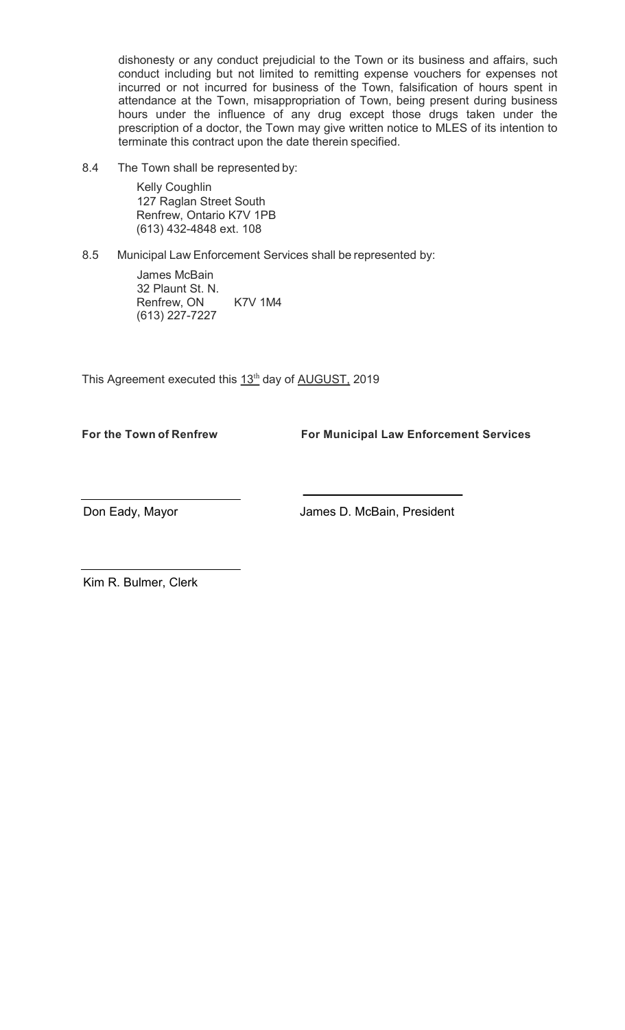dishonesty or any conduct prejudicial to the Town or its business and affairs, such conduct including but not limited to remitting expense vouchers for expenses not incurred or not incurred for business of the Town, falsification of hours spent in attendance at the Town, misappropriation of Town, being present during business hours under the influence of any drug except those drugs taken under the prescription of a doctor, the Town may give written notice to MLES of its intention to terminate this contract upon the date therein specified.

8.4 The Town shall be represented by:

Kelly Coughlin
127 Raglan Street South
Renfrew, Ontario K7V 1PB
(613) 432-4848 ext. 108

8.5 Municipal Law Enforcement Services shall be represented by:

James McBain
32 Plaunt St. N.
Renfrew, ON K7V 1M4
(613) 227-7227

This Agreement executed this 13th day of AUGUST, 2019

**For the Town of Renfrew** **For Municipal Law Enforcement Services**

Don Eady, Mayor James D. McBain, President

Kim R. Bulmer, Clerk